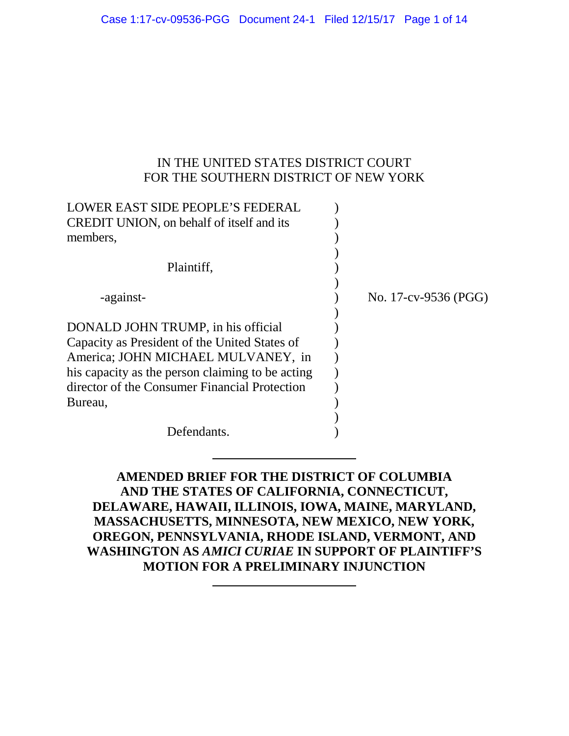IN THE UNITED STATES DISTRICT COURT
FOR THE SOUTHERN DISTRICT OF NEW YORK

LOWER EAST SIDE PEOPLE'S FEDERAL CREDIT UNION, on behalf of itself and its members,

Plaintiff,

-against-

DONALD JOHN TRUMP, in his official Capacity as President of the United States of America; JOHN MICHAEL MULVANEY, in his capacity as the person claiming to be acting director of the Consumer Financial Protection Bureau,

Defendants.

No. 17-cv-9536 (PGG)

---

**AMENDED BRIEF FOR THE DISTRICT OF COLUMBIA AND THE STATES OF CALIFORNIA, CONNECTICUT, DELAWARE, HAWAII, ILLINOIS, IOWA, MAINE, MARYLAND, MASSACHUSETTS, MINNESOTA, NEW MEXICO, NEW YORK, OREGON, PENNSYLVANIA, RHODE ISLAND, VERMONT, AND WASHINGTON AS *AMICI CURIAE* IN SUPPORT OF PLAINTIFF'S MOTION FOR A PRELIMINARY INJUNCTION**

---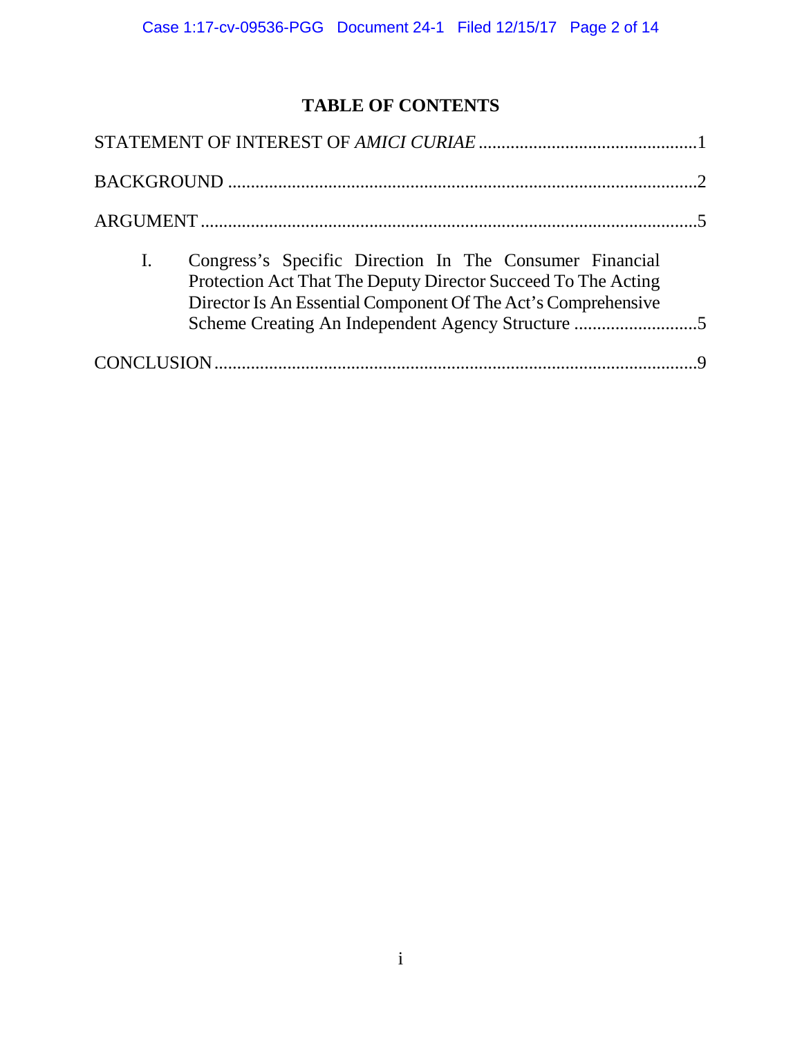# TABLE OF CONTENTS

STATEMENT OF INTEREST OF *AMICI CURIAE* ...............................................1

BACKGROUND ...........................................................................................2

ARGUMENT ................................................................................................5

I. Congress's Specific Direction In The Consumer Financial Protection Act That The Deputy Director Succeed To The Acting Director Is An Essential Component Of The Act's Comprehensive Scheme Creating An Independent Agency Structure ...........................5

CONCLUSION ............................................................................................9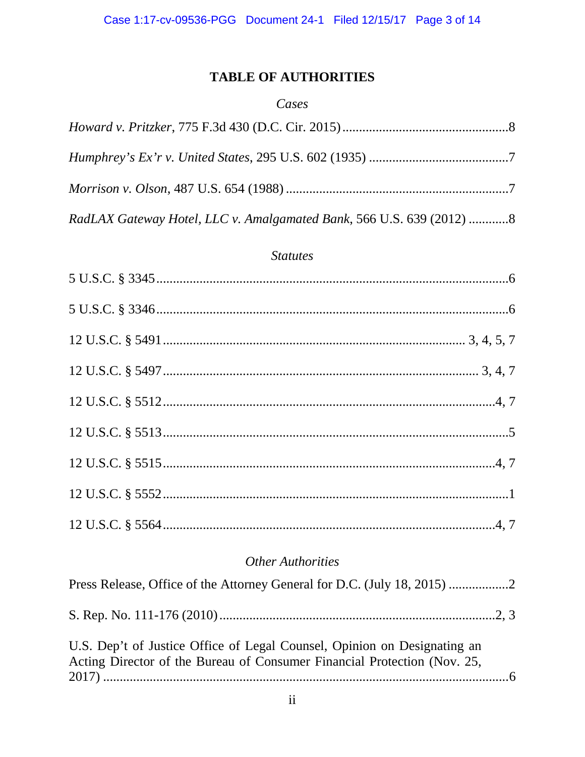# TABLE OF AUTHORITIES

### *Cases*

*Howard v. Pritzker*, 775 F.3d 430 (D.C. Cir. 2015) .................................................8

*Humphrey's Ex'r v. United States*, 295 U.S. 602 (1935) ..........................................7

*Morrison v. Olson*, 487 U.S. 654 (1988) ..................................................................7

*RadLAX Gateway Hotel, LLC v. Amalgamated Bank*, 566 U.S. 639 (2012) ............8

### *Statutes*

5 U.S.C. § 3345 ..........................................................................................................6

5 U.S.C. § 3346 ..........................................................................................................6

12 U.S.C. § 5491 ......................................................................................... 3, 4, 5, 7

12 U.S.C. § 5497 ............................................................................................. 3, 4, 7

12 U.S.C. § 5512 ....................................................................................................4, 7

12 U.S.C. § 5513 ..........................................................................................................5

12 U.S.C. § 5515 ....................................................................................................4, 7

12 U.S.C. § 5552 ..........................................................................................................1

12 U.S.C. § 5564 ....................................................................................................4, 7

### *Other Authorities*

Press Release, Office of the Attorney General for D.C. (July 18, 2015) ..................2

S. Rep. No. 111-176 (2010) ....................................................................................2, 3

U.S. Dep't of Justice Office of Legal Counsel, Opinion on Designating an Acting Director of the Bureau of Consumer Financial Protection (Nov. 25, 2017) ...........................................................................................................................6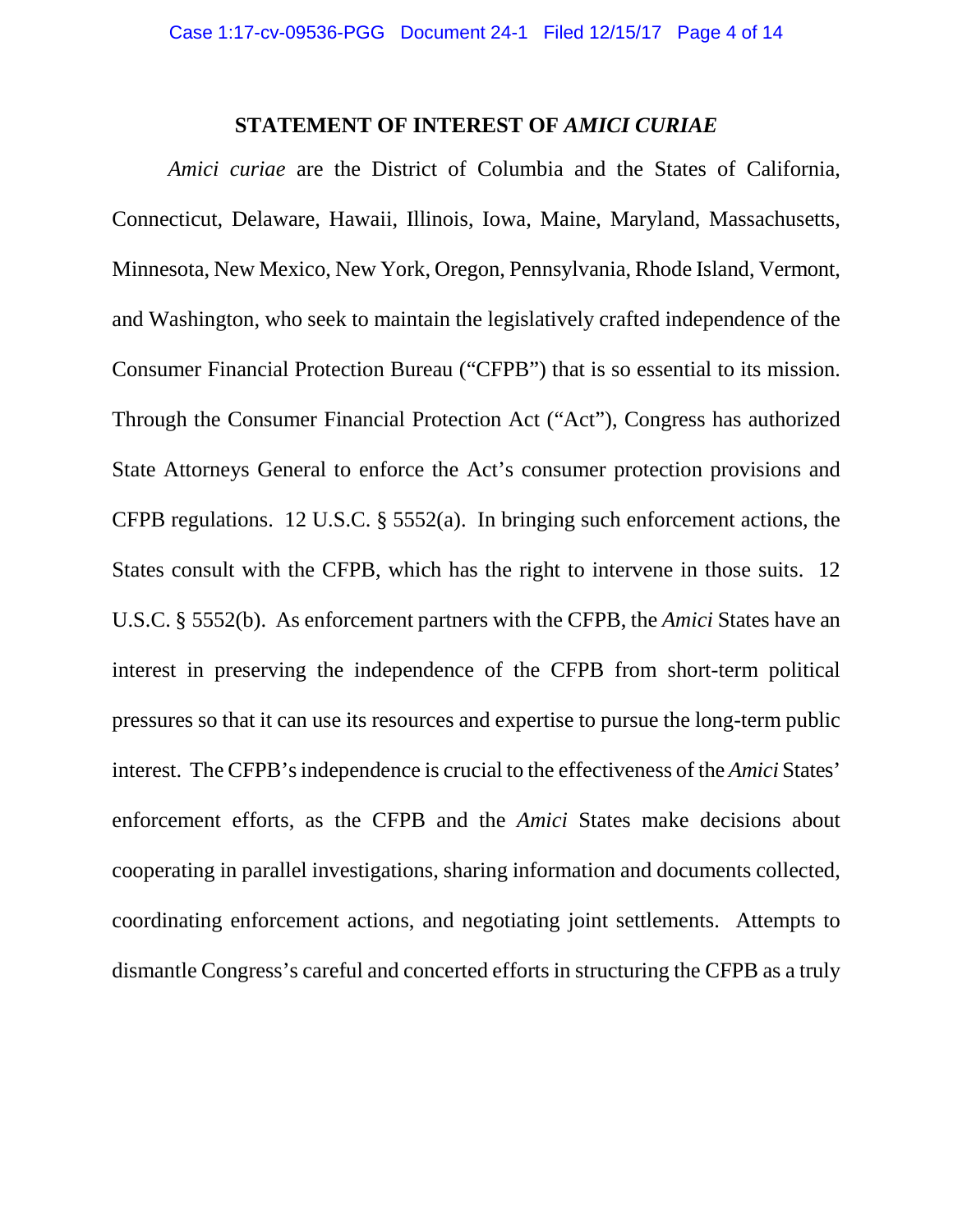## STATEMENT OF INTEREST OF *AMICI CURIAE*

*Amici curiae* are the District of Columbia and the States of California, Connecticut, Delaware, Hawaii, Illinois, Iowa, Maine, Maryland, Massachusetts, Minnesota, New Mexico, New York, Oregon, Pennsylvania, Rhode Island, Vermont, and Washington, who seek to maintain the legislatively crafted independence of the Consumer Financial Protection Bureau ("CFPB") that is so essential to its mission. Through the Consumer Financial Protection Act ("Act"), Congress has authorized State Attorneys General to enforce the Act's consumer protection provisions and CFPB regulations. 12 U.S.C. § 5552(a). In bringing such enforcement actions, the States consult with the CFPB, which has the right to intervene in those suits. 12 U.S.C. § 5552(b). As enforcement partners with the CFPB, the *Amici* States have an interest in preserving the independence of the CFPB from short-term political pressures so that it can use its resources and expertise to pursue the long-term public interest. The CFPB's independence is crucial to the effectiveness of the *Amici* States' enforcement efforts, as the CFPB and the *Amici* States make decisions about cooperating in parallel investigations, sharing information and documents collected, coordinating enforcement actions, and negotiating joint settlements. Attempts to dismantle Congress's careful and concerted efforts in structuring the CFPB as a truly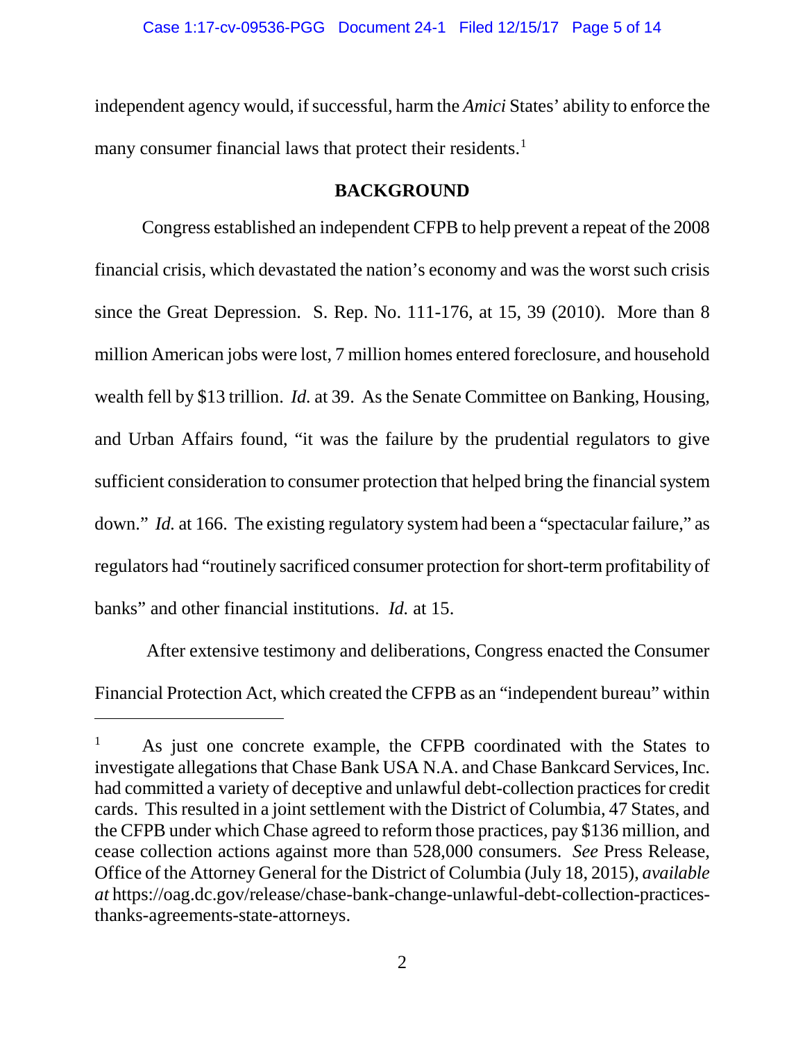independent agency would, if successful, harm the *Amici* States' ability to enforce the many consumer financial laws that protect their residents.[1]

## BACKGROUND

Congress established an independent CFPB to help prevent a repeat of the 2008 financial crisis, which devastated the nation's economy and was the worst such crisis since the Great Depression. S. Rep. No. 111-176, at 15, 39 (2010). More than 8 million American jobs were lost, 7 million homes entered foreclosure, and household wealth fell by $13 trillion. *Id.* at 39. As the Senate Committee on Banking, Housing, and Urban Affairs found, "it was the failure by the prudential regulators to give sufficient consideration to consumer protection that helped bring the financial system down." *Id.* at 166. The existing regulatory system had been a "spectacular failure," as regulators had "routinely sacrificed consumer protection for short-term profitability of banks" and other financial institutions. *Id.* at 15.

After extensive testimony and deliberations, Congress enacted the Consumer Financial Protection Act, which created the CFPB as an "independent bureau" within

---

[1] As just one concrete example, the CFPB coordinated with the States to investigate allegations that Chase Bank USA N.A. and Chase Bankcard Services, Inc. had committed a variety of deceptive and unlawful debt-collection practices for credit cards. This resulted in a joint settlement with the District of Columbia, 47 States, and the CFPB under which Chase agreed to reform those practices, pay $136 million, and cease collection actions against more than 528,000 consumers. *See* Press Release, Office of the Attorney General for the District of Columbia (July 18, 2015), *available at* https://oag.dc.gov/release/chase-bank-change-unlawful-debt-collection-practices-thanks-agreements-state-attorneys.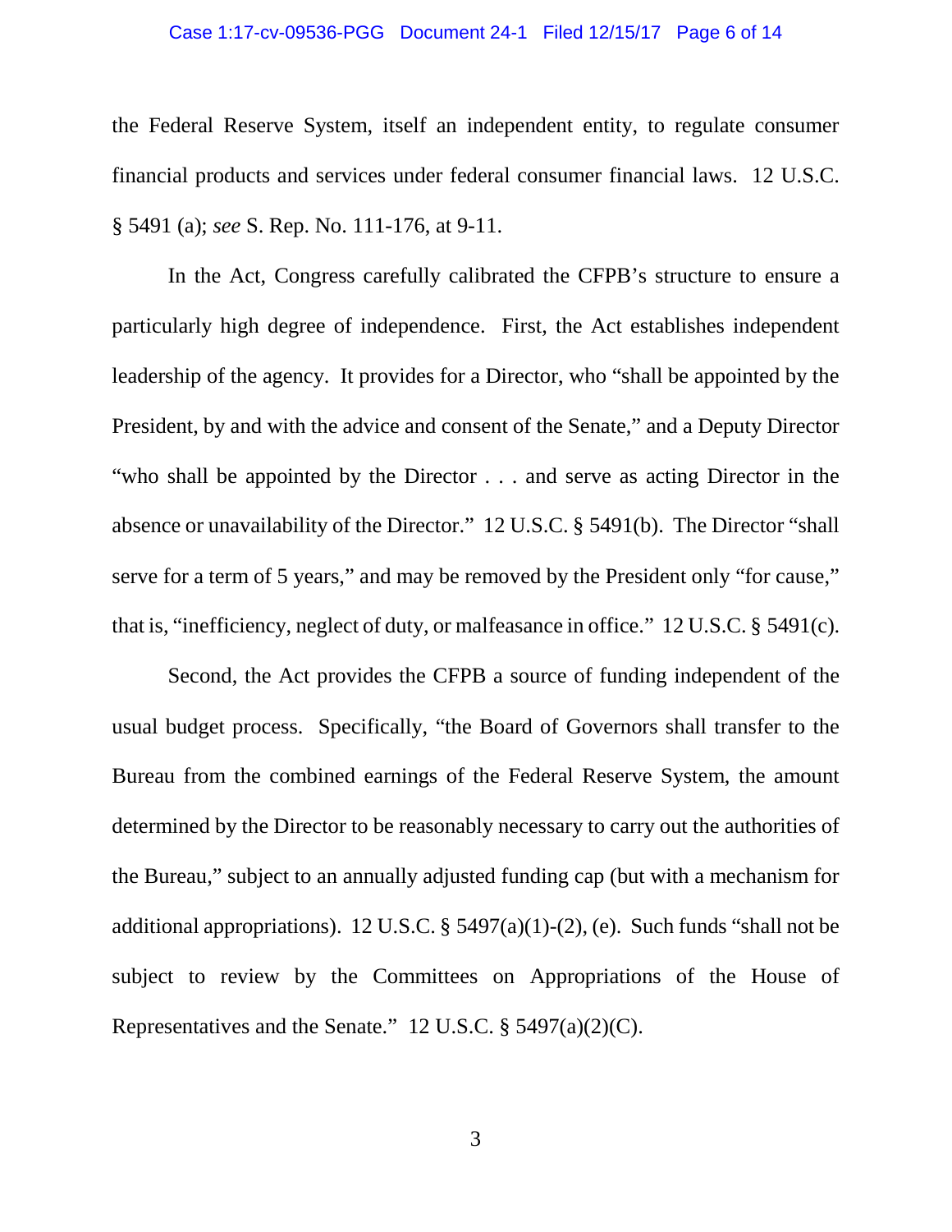the Federal Reserve System, itself an independent entity, to regulate consumer financial products and services under federal consumer financial laws. 12 U.S.C. § 5491 (a); *see* S. Rep. No. 111-176, at 9-11.

In the Act, Congress carefully calibrated the CFPB's structure to ensure a particularly high degree of independence. First, the Act establishes independent leadership of the agency. It provides for a Director, who "shall be appointed by the President, by and with the advice and consent of the Senate," and a Deputy Director "who shall be appointed by the Director . . . and serve as acting Director in the absence or unavailability of the Director." 12 U.S.C. § 5491(b). The Director "shall serve for a term of 5 years," and may be removed by the President only "for cause," that is, "inefficiency, neglect of duty, or malfeasance in office." 12 U.S.C. § 5491(c).

Second, the Act provides the CFPB a source of funding independent of the usual budget process. Specifically, "the Board of Governors shall transfer to the Bureau from the combined earnings of the Federal Reserve System, the amount determined by the Director to be reasonably necessary to carry out the authorities of the Bureau," subject to an annually adjusted funding cap (but with a mechanism for additional appropriations). 12 U.S.C. § 5497(a)(1)-(2), (e). Such funds "shall not be subject to review by the Committees on Appropriations of the House of Representatives and the Senate." 12 U.S.C. § 5497(a)(2)(C).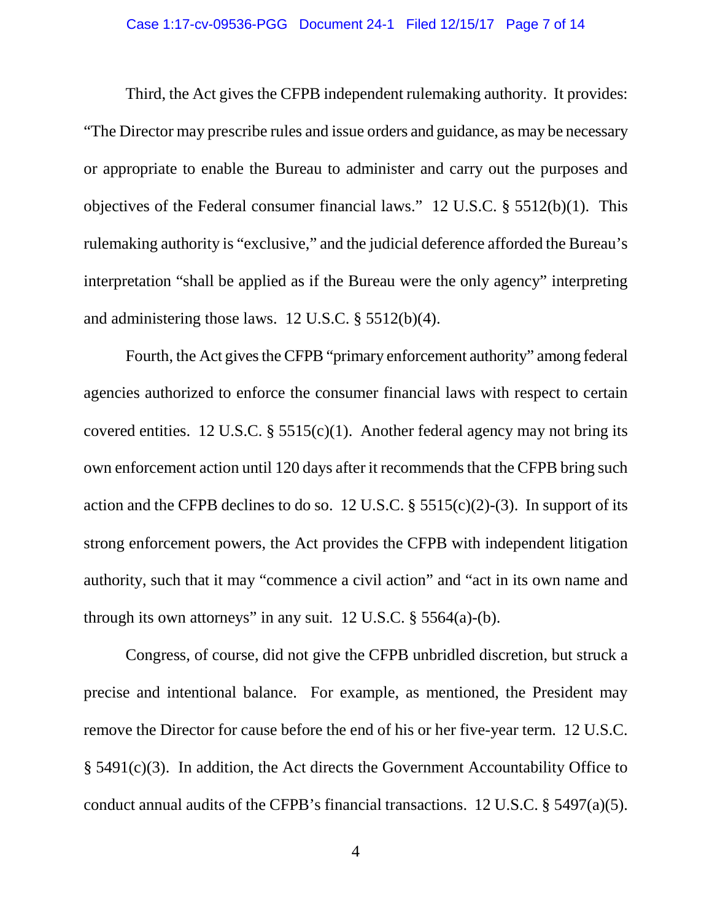Third, the Act gives the CFPB independent rulemaking authority. It provides: "The Director may prescribe rules and issue orders and guidance, as may be necessary or appropriate to enable the Bureau to administer and carry out the purposes and objectives of the Federal consumer financial laws." 12 U.S.C. § 5512(b)(1). This rulemaking authority is "exclusive," and the judicial deference afforded the Bureau's interpretation "shall be applied as if the Bureau were the only agency" interpreting and administering those laws. 12 U.S.C. § 5512(b)(4).

Fourth, the Act gives the CFPB "primary enforcement authority" among federal agencies authorized to enforce the consumer financial laws with respect to certain covered entities. 12 U.S.C. § 5515(c)(1). Another federal agency may not bring its own enforcement action until 120 days after it recommends that the CFPB bring such action and the CFPB declines to do so. 12 U.S.C. § 5515(c)(2)-(3). In support of its strong enforcement powers, the Act provides the CFPB with independent litigation authority, such that it may "commence a civil action" and "act in its own name and through its own attorneys" in any suit. 12 U.S.C. § 5564(a)-(b).

Congress, of course, did not give the CFPB unbridled discretion, but struck a precise and intentional balance. For example, as mentioned, the President may remove the Director for cause before the end of his or her five-year term. 12 U.S.C. § 5491(c)(3). In addition, the Act directs the Government Accountability Office to conduct annual audits of the CFPB's financial transactions. 12 U.S.C. § 5497(a)(5).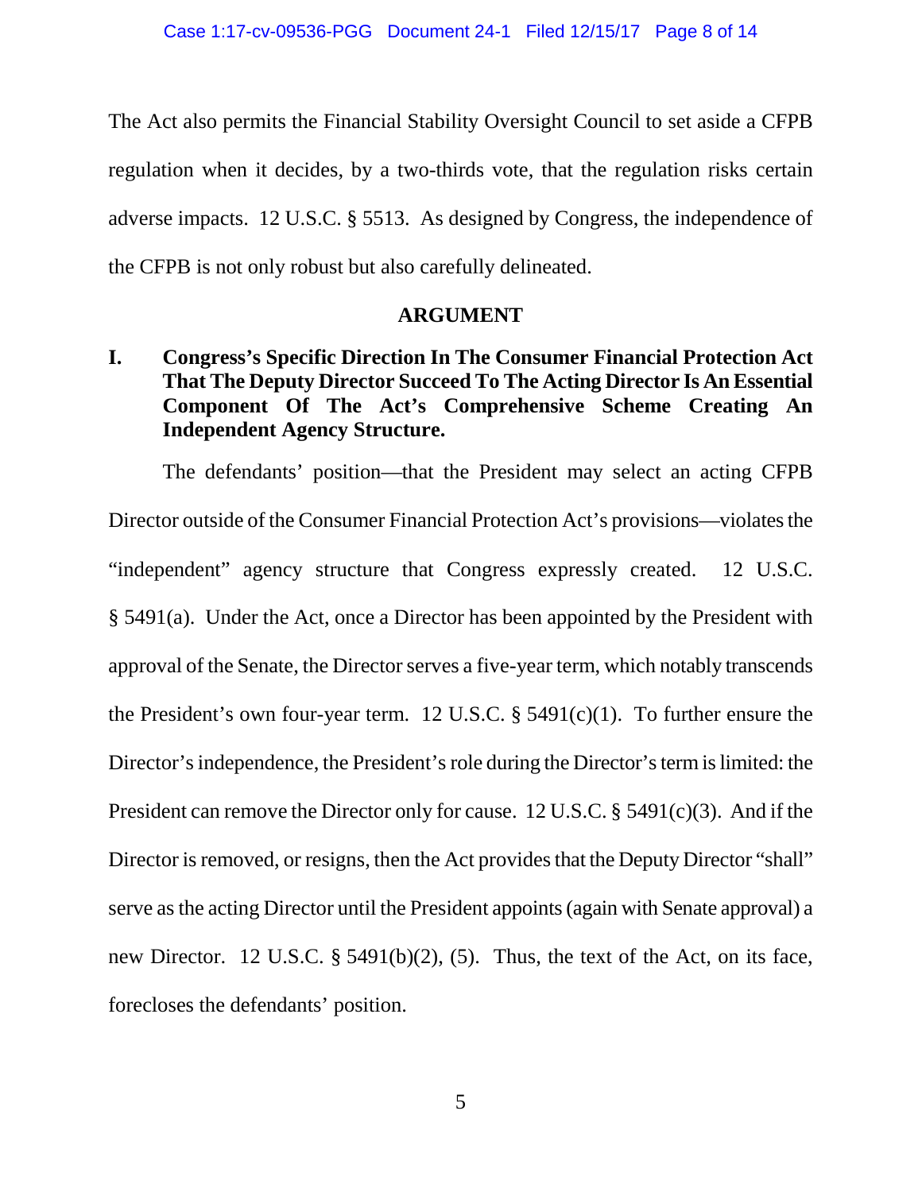The Act also permits the Financial Stability Oversight Council to set aside a CFPB regulation when it decides, by a two-thirds vote, that the regulation risks certain adverse impacts. 12 U.S.C. § 5513. As designed by Congress, the independence of the CFPB is not only robust but also carefully delineated.

## ARGUMENT

### I. Congress's Specific Direction In The Consumer Financial Protection Act That The Deputy Director Succeed To The Acting Director Is An Essential Component Of The Act's Comprehensive Scheme Creating An Independent Agency Structure.

The defendants' position—that the President may select an acting CFPB Director outside of the Consumer Financial Protection Act's provisions—violates the "independent" agency structure that Congress expressly created. 12 U.S.C. § 5491(a). Under the Act, once a Director has been appointed by the President with approval of the Senate, the Director serves a five-year term, which notably transcends the President's own four-year term. 12 U.S.C. § 5491(c)(1). To further ensure the Director's independence, the President's role during the Director's term is limited: the President can remove the Director only for cause. 12 U.S.C. § 5491(c)(3). And if the Director is removed, or resigns, then the Act provides that the Deputy Director "shall" serve as the acting Director until the President appoints (again with Senate approval) a new Director. 12 U.S.C. § 5491(b)(2), (5). Thus, the text of the Act, on its face, forecloses the defendants' position.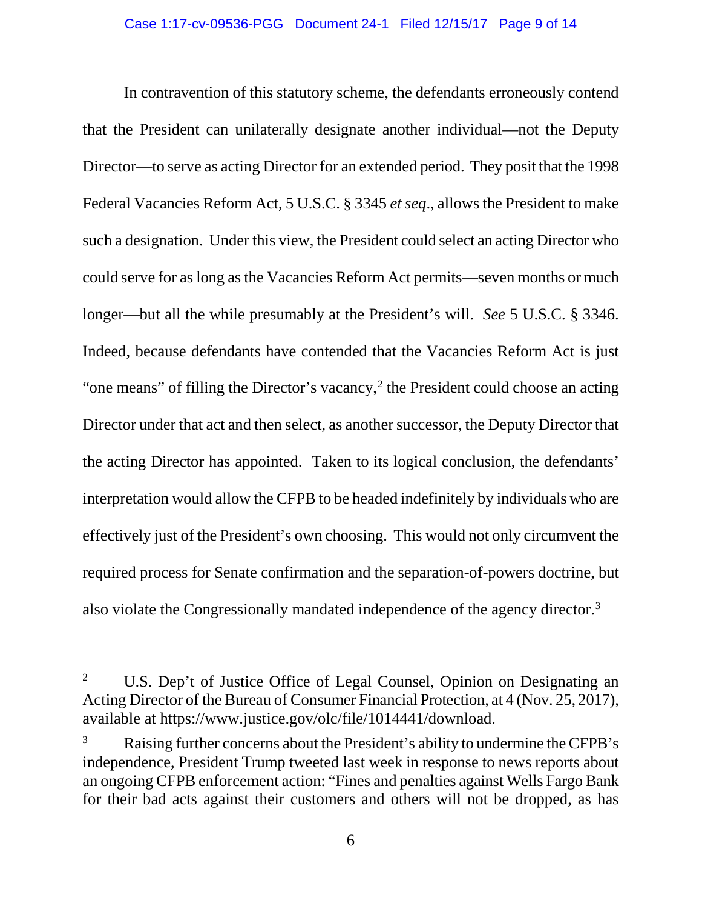In contravention of this statutory scheme, the defendants erroneously contend that the President can unilaterally designate another individual—not the Deputy Director—to serve as acting Director for an extended period. They posit that the 1998 Federal Vacancies Reform Act, 5 U.S.C. § 3345 *et seq*., allows the President to make such a designation. Under this view, the President could select an acting Director who could serve for as long as the Vacancies Reform Act permits—seven months or much longer—but all the while presumably at the President's will. *See* 5 U.S.C. § 3346. Indeed, because defendants have contended that the Vacancies Reform Act is just "one means" of filling the Director's vacancy,[2] the President could choose an acting Director under that act and then select, as another successor, the Deputy Director that the acting Director has appointed. Taken to its logical conclusion, the defendants' interpretation would allow the CFPB to be headed indefinitely by individuals who are effectively just of the President's own choosing. This would not only circumvent the required process for Senate confirmation and the separation-of-powers doctrine, but also violate the Congressionally mandated independence of the agency director.[3]

---

[2] U.S. Dep't of Justice Office of Legal Counsel, Opinion on Designating an Acting Director of the Bureau of Consumer Financial Protection, at 4 (Nov. 25, 2017), available at https://www.justice.gov/olc/file/1014441/download.

[3] Raising further concerns about the President's ability to undermine the CFPB's independence, President Trump tweeted last week in response to news reports about an ongoing CFPB enforcement action: "Fines and penalties against Wells Fargo Bank for their bad acts against their customers and others will not be dropped, as has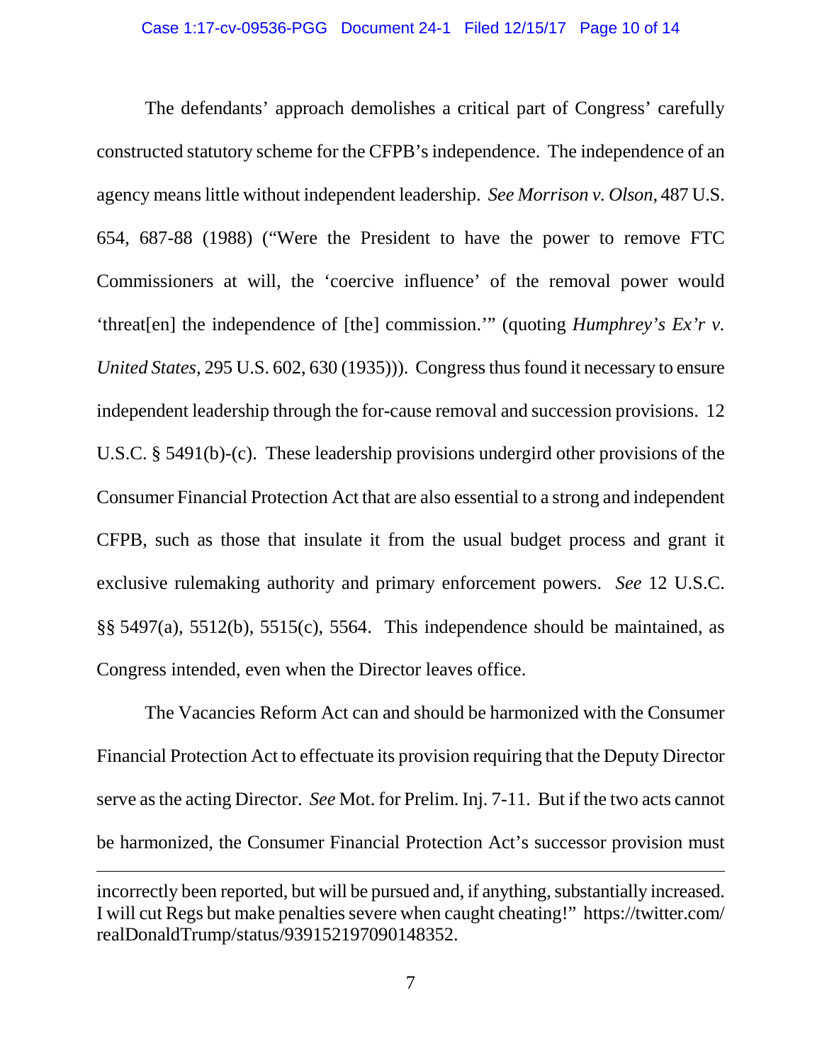The defendants' approach demolishes a critical part of Congress' carefully constructed statutory scheme for the CFPB's independence. The independence of an agency means little without independent leadership. *See Morrison v. Olson*, 487 U.S. 654, 687-88 (1988) ("Were the President to have the power to remove FTC Commissioners at will, the 'coercive influence' of the removal power would 'threat[en] the independence of [the] commission.'" (quoting *Humphrey's Ex'r v. United States*, 295 U.S. 602, 630 (1935))). Congress thus found it necessary to ensure independent leadership through the for-cause removal and succession provisions. 12 U.S.C. § 5491(b)-(c). These leadership provisions undergird other provisions of the Consumer Financial Protection Act that are also essential to a strong and independent CFPB, such as those that insulate it from the usual budget process and grant it exclusive rulemaking authority and primary enforcement powers. *See* 12 U.S.C. §§ 5497(a), 5512(b), 5515(c), 5564. This independence should be maintained, as Congress intended, even when the Director leaves office.

The Vacancies Reform Act can and should be harmonized with the Consumer Financial Protection Act to effectuate its provision requiring that the Deputy Director serve as the acting Director. *See* Mot. for Prelim. Inj. 7-11. But if the two acts cannot be harmonized, the Consumer Financial Protection Act's successor provision must

---

incorrectly been reported, but will be pursued and, if anything, substantially increased. I will cut Regs but make penalties severe when caught cheating!" https://twitter.com/realDonaldTrump/status/939152197090148352.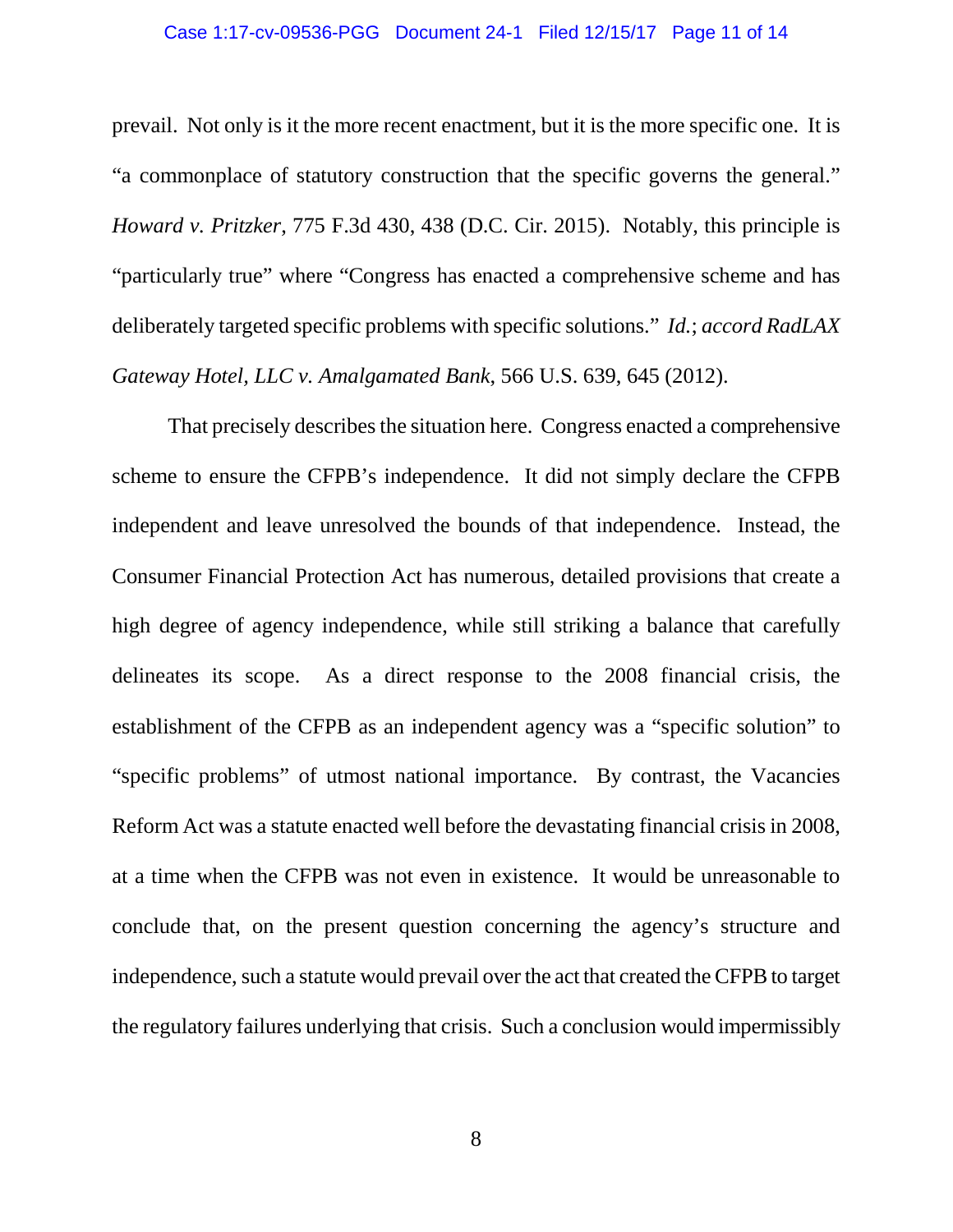prevail. Not only is it the more recent enactment, but it is the more specific one. It is "a commonplace of statutory construction that the specific governs the general." *Howard v. Pritzker*, 775 F.3d 430, 438 (D.C. Cir. 2015). Notably, this principle is "particularly true" where "Congress has enacted a comprehensive scheme and has deliberately targeted specific problems with specific solutions." *Id.*; *accord RadLAX Gateway Hotel, LLC v. Amalgamated Bank*, 566 U.S. 639, 645 (2012).

That precisely describes the situation here. Congress enacted a comprehensive scheme to ensure the CFPB's independence. It did not simply declare the CFPB independent and leave unresolved the bounds of that independence. Instead, the Consumer Financial Protection Act has numerous, detailed provisions that create a high degree of agency independence, while still striking a balance that carefully delineates its scope. As a direct response to the 2008 financial crisis, the establishment of the CFPB as an independent agency was a "specific solution" to "specific problems" of utmost national importance. By contrast, the Vacancies Reform Act was a statute enacted well before the devastating financial crisis in 2008, at a time when the CFPB was not even in existence. It would be unreasonable to conclude that, on the present question concerning the agency's structure and independence, such a statute would prevail over the act that created the CFPB to target the regulatory failures underlying that crisis. Such a conclusion would impermissibly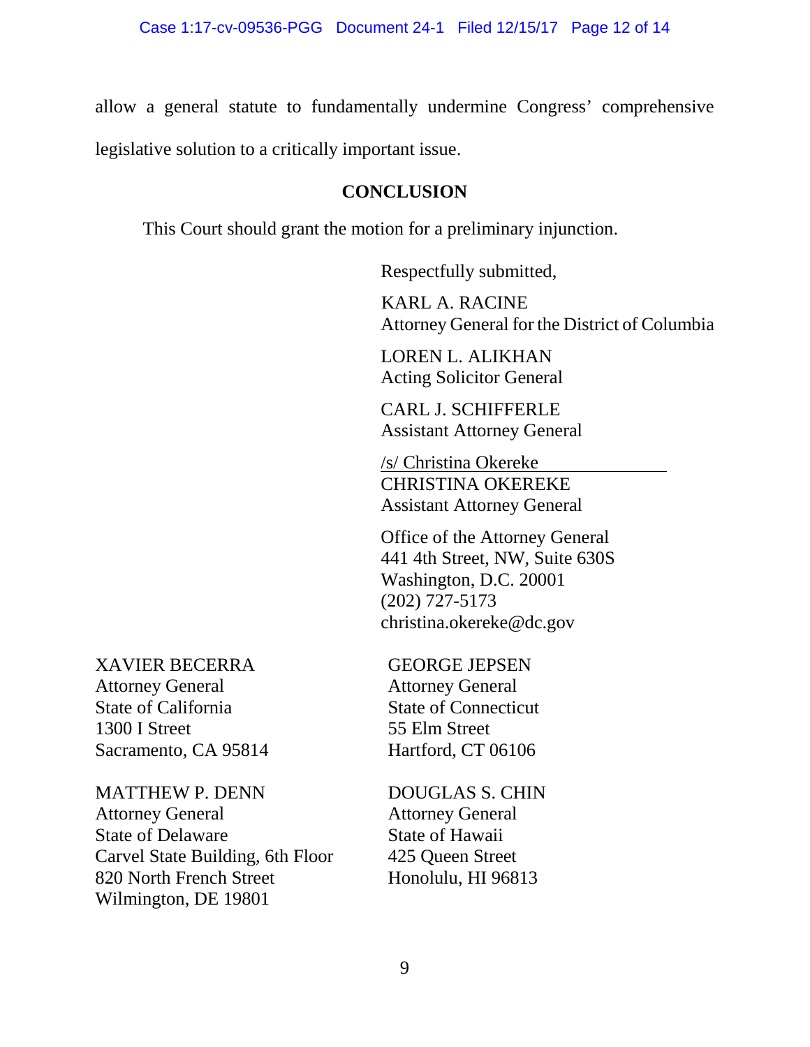allow a general statute to fundamentally undermine Congress' comprehensive legislative solution to a critically important issue.

## CONCLUSION

This Court should grant the motion for a preliminary injunction.

Respectfully submitted,

KARL A. RACINE
Attorney General for the District of Columbia

LOREN L. ALIKHAN
Acting Solicitor General

CARL J. SCHIFFERLE
Assistant Attorney General

/s/ Christina Okereke
CHRISTINA OKEREKE
Assistant Attorney General

Office of the Attorney General
441 4th Street, NW, Suite 630S
Washington, D.C. 20001
(202) 727-5173
christina.okereke@dc.gov

XAVIER BECERRA
Attorney General
State of California
1300 I Street
Sacramento, CA 95814

GEORGE JEPSEN
Attorney General
State of Connecticut
55 Elm Street
Hartford, CT 06106

MATTHEW P. DENN
Attorney General
State of Delaware
Carvel State Building, 6th Floor
820 North French Street
Wilmington, DE 19801

DOUGLAS S. CHIN
Attorney General
State of Hawaii
425 Queen Street
Honolulu, HI 96813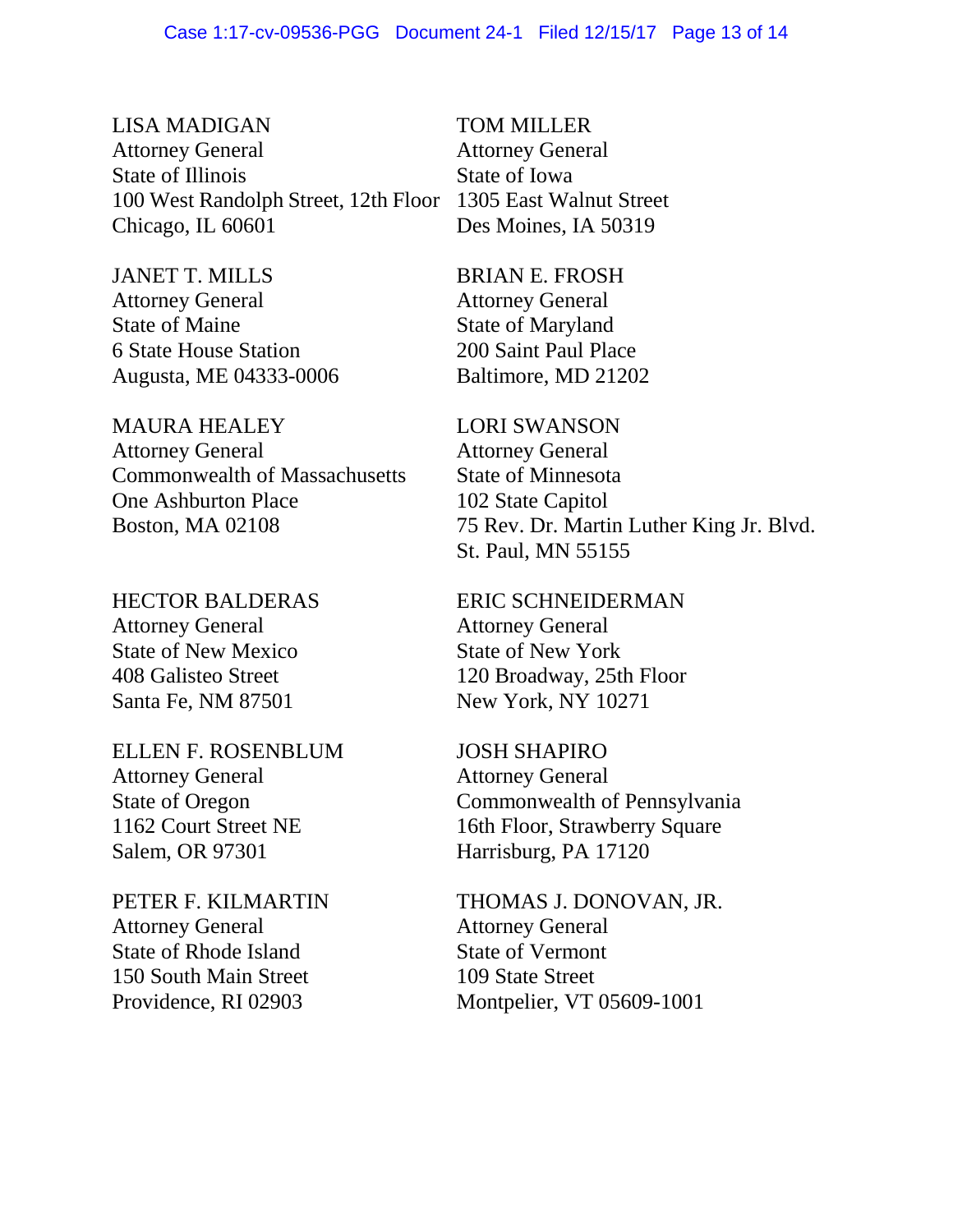LISA MADIGAN
Attorney General
State of Illinois
100 West Randolph Street, 12th Floor
Chicago, IL 60601

TOM MILLER
Attorney General
State of Iowa
1305 East Walnut Street
Des Moines, IA 50319

JANET T. MILLS
Attorney General
State of Maine
6 State House Station
Augusta, ME 04333-0006

BRIAN E. FROSH
Attorney General
State of Maryland
200 Saint Paul Place
Baltimore, MD 21202

MAURA HEALEY
Attorney General
Commonwealth of Massachusetts
One Ashburton Place
Boston, MA 02108

LORI SWANSON
Attorney General
State of Minnesota
102 State Capitol
75 Rev. Dr. Martin Luther King Jr. Blvd.
St. Paul, MN 55155

HECTOR BALDERAS
Attorney General
State of New Mexico
408 Galisteo Street
Santa Fe, NM 87501

ERIC SCHNEIDERMAN
Attorney General
State of New York
120 Broadway, 25th Floor
New York, NY 10271

ELLEN F. ROSENBLUM
Attorney General
State of Oregon
1162 Court Street NE
Salem, OR 97301

JOSH SHAPIRO
Attorney General
Commonwealth of Pennsylvania
16th Floor, Strawberry Square
Harrisburg, PA 17120

PETER F. KILMARTIN
Attorney General
State of Rhode Island
150 South Main Street
Providence, RI 02903

THOMAS J. DONOVAN, JR.
Attorney General
State of Vermont
109 State Street
Montpelier, VT 05609-1001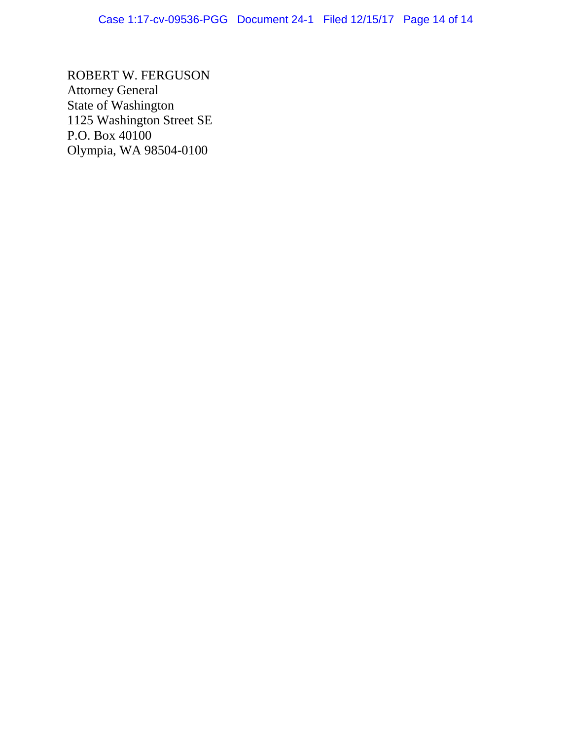ROBERT W. FERGUSON
Attorney General
State of Washington
1125 Washington Street SE
P.O. Box 40100
Olympia, WA 98504-0100